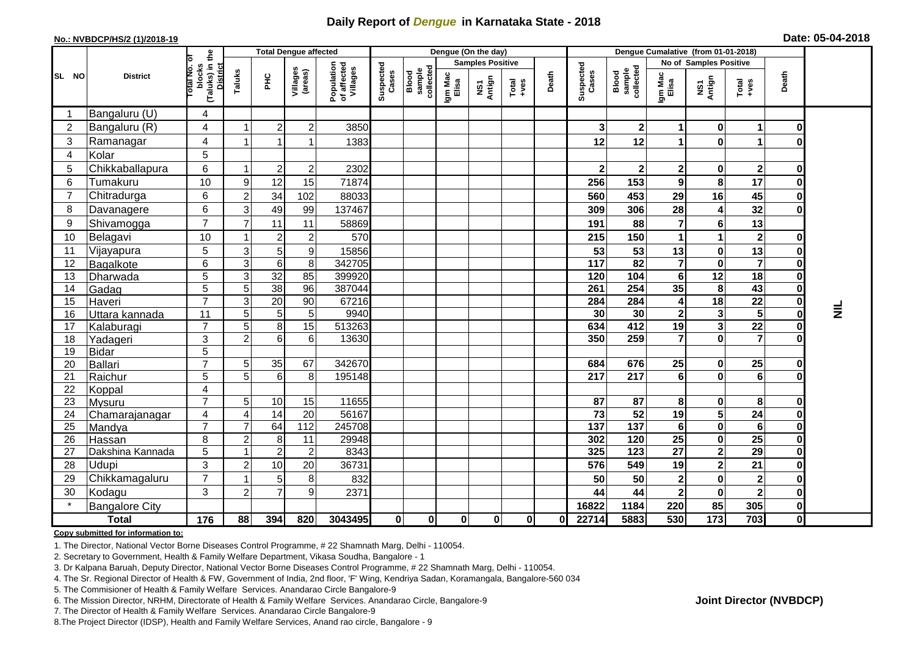# Daily Report of *Dengue* in Karnataka State - 2018

**No.: NVBDCP/HS/2 (1)/2018-19**

**Date: 05-04-2018**

| SL NO | District | Total No. of blocks (Taluks) in the District | Total Dengue affected | | | | Dengue (On the day) | | | | | | | Dengue Cumalative (from 01-01-2018) | | | | | | | |
|---|---|---|---|---|---|---|---|---|---|---|---|---|---|---|---|---|---|---|---|---|
| | | | Taluks | PHC | Villages (areas) | Population of affected Villages | Suspected Cases | Blood sample collected | Samples Positive | | | Death | Suspected Cases | Blood sample collected | No of Samples Positive | | | Death | |
| | | | | | | | | | Igm Mac Elisa | NS1 Antign | Total +ves | | | | Igm Mac Elisa | NS1 Antign | Total +ves | | |
| 1 | Bangaluru (U) | 4 | | | | | | | | | | | | | | | | | NIL |
| 2 | Bangaluru (R) | 4 | 1 | 2 | 2 | 3850 | | | | | | | 3 | 2 | 1 | 0 | 1 | 0 | |
| 3 | Ramanagar | 4 | 1 | 1 | 1 | 1383 | | | | | | | 12 | 12 | 1 | 0 | 1 | 0 | |
| 4 | Kolar | 5 | | | | | | | | | | | | | | | | | |
| 5 | Chikkaballapura | 6 | 1 | 2 | 2 | 2302 | | | | | | | 2 | 2 | 2 | 0 | 2 | 0 | |
| 6 | Tumakuru | 10 | 9 | 12 | 15 | 71874 | | | | | | | 256 | 153 | 9 | 8 | 17 | 0 | |
| 7 | Chitradurga | 6 | 2 | 34 | 102 | 88033 | | | | | | | 560 | 453 | 29 | 16 | 45 | 0 | |
| 8 | Davanagere | 6 | 3 | 49 | 99 | 137467 | | | | | | | 309 | 306 | 28 | 4 | 32 | 0 | |
| 9 | Shivamogga | 7 | 7 | 11 | 11 | 58869 | | | | | | | 191 | 88 | 7 | 6 | 13 | | |
| 10 | Belagavi | 10 | 1 | 2 | 2 | 570 | | | | | | | 215 | 150 | 1 | 1 | 2 | 0 | |
| 11 | Vijayapura | 5 | 3 | 5 | 9 | 15856 | | | | | | | 53 | 53 | 13 | 0 | 13 | 0 | |
| 12 | Bagalkote | 6 | 3 | 6 | 8 | 342705 | | | | | | | 117 | 82 | 7 | 0 | 7 | 0 | |
| 13 | Dharwada | 5 | 3 | 32 | 85 | 399920 | | | | | | | 120 | 104 | 6 | 12 | 18 | 0 | |
| 14 | Gadag | 5 | 5 | 38 | 96 | 387044 | | | | | | | 261 | 254 | 35 | 8 | 43 | 0 | |
| 15 | Haveri | 7 | 3 | 20 | 90 | 67216 | | | | | | | 284 | 284 | 4 | 18 | 22 | 0 | |
| 16 | Uttara kannada | 11 | 5 | 5 | 5 | 9940 | | | | | | | 30 | 30 | 2 | 3 | 5 | 0 | |
| 17 | Kalaburagi | 7 | 5 | 8 | 15 | 513263 | | | | | | | 634 | 412 | 19 | 3 | 22 | 0 | |
| 18 | Yadageri | 3 | 2 | 6 | 6 | 13630 | | | | | | | 350 | 259 | 7 | 0 | 7 | 0 | |
| 19 | Bidar | 5 | | | | | | | | | | | | | | | | | |
| 20 | Ballari | 7 | 5 | 35 | 67 | 342670 | | | | | | | 684 | 676 | 25 | 0 | 25 | 0 | |
| 21 | Raichur | 5 | 5 | 6 | 8 | 195148 | | | | | | | 217 | 217 | 6 | 0 | 6 | 0 | |
| 22 | Koppal | 4 | | | | | | | | | | | | | | | | | |
| 23 | Mysuru | 7 | 5 | 10 | 15 | 11655 | | | | | | | 87 | 87 | 8 | 0 | 8 | 0 | |
| 24 | Chamarajanagar | 4 | 4 | 14 | 20 | 56167 | | | | | | | 73 | 52 | 19 | 5 | 24 | 0 | |
| 25 | Mandya | 7 | 7 | 64 | 112 | 245708 | | | | | | | 137 | 137 | 6 | 0 | 6 | 0 | |
| 26 | Hassan | 8 | 2 | 8 | 11 | 29948 | | | | | | | 302 | 120 | 25 | 0 | 25 | 0 | |
| 27 | Dakshina Kannada | 5 | 1 | 2 | 2 | 8343 | | | | | | | 325 | 123 | 27 | 2 | 29 | 0 | |
| 28 | Udupi | 3 | 2 | 10 | 20 | 36731 | | | | | | | 576 | 549 | 19 | 2 | 21 | 0 | |
| 29 | Chikkamagaluru | 7 | 1 | 5 | 8 | 832 | | | | | | | 50 | 50 | 2 | 0 | 2 | 0 | |
| 30 | Kodagu | 3 | 2 | 7 | 9 | 2371 | | | | | | | 44 | 44 | 2 | 0 | 2 | 0 | |
| * | Bangalore City | | | | | | | | | | | | 16822 | 1184 | 220 | 85 | 305 | 0 | |
| | **Total** | **176** | **88** | **394** | **820** | **3043495** | **0** | **0** | **0** | **0** | **0** | **0** | **22714** | **5883** | **530** | **173** | **703** | **0** | |

**Copy submitted for information to:**

1. The Director, National Vector Borne Diseases Control Programme, # 22 Shamnath Marg, Delhi - 110054.
2. Secretary to Government, Health & Family Welfare Department, Vikasa Soudha, Bangalore - 1
3. Dr Kalpana Baruah, Deputy Director, National Vector Borne Diseases Control Programme, # 22 Shamnath Marg, Delhi - 110054.
4. The Sr. Regional Director of Health & FW, Government of India, 2nd floor, 'F' Wing, Kendriya Sadan, Koramangala, Bangalore-560 034
5. The Commisioner of Health & Family Welfare Services. Anandarao Circle Bangalore-9
6. The Mission Director, NRHM, Directorate of Health & Family Welfare Services. Anandarao Circle, Bangalore-9
7. The Director of Health & Family Welfare Services. Anandarao Circle Bangalore-9
8. The Project Director (IDSP), Health and Family Welfare Services, Anand rao circle, Bangalore - 9

**Joint Director (NVBDCP)**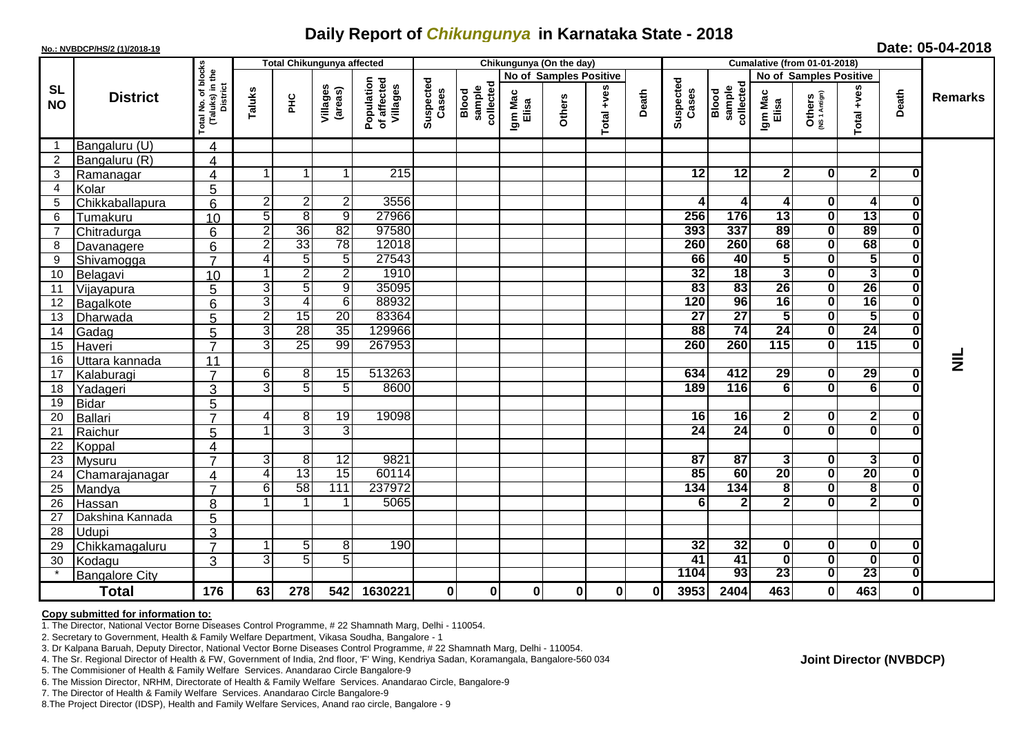# Daily Report of *Chikungunya* in Karnataka State - 2018

**No.: NVBDCP/HS/2 (1)/2018-19**

**Date: 05-04-2018**

| SL NO | District | Total No. of blocks (Taluks) in the District | Total Chikungunya affected | | | | Chikungunya (On the day) | | | | | | | Cumalative (from 01-01-2018) | | | | | | | Remarks |
|---|---|---|---|---|---|---|---|---|---|---|---|---|---|---|---|---|---|---|---|---|---|
| | | | | | | | | | No of Samples Positive | | | | | | | No of Samples Positive | | | | | |
| | | | Taluks | PHC | Villages (areas) | Population of affected Villages | Suspected Cases | Blood sample collected | Igm Mac Elisa | Others | Total +ves | Death | Suspected Cases | Blood sample collected | Igm Mac Elisa | Others (NS 1 Antign) | Total +ves | Death | |
| 1 | Bangaluru (U) | 4 | | | | | | | | | | | | | | | | | NIL |
| 2 | Bangaluru (R) | 4 | | | | | | | | | | | | | | | | | |
| 3 | Ramanagar | 4 | 1 | 1 | 1 | 215 | | | | | | | 12 | 12 | 2 | 0 | 2 | 0 | |
| 4 | Kolar | 5 | | | | | | | | | | | | | | | | | |
| 5 | Chikkaballapura | 6 | 2 | 2 | 2 | 3556 | | | | | | | 4 | 4 | 4 | 0 | 4 | 0 | |
| 6 | Tumakuru | 10 | 5 | 8 | 9 | 27966 | | | | | | | 256 | 176 | 13 | 0 | 13 | 0 | |
| 7 | Chitradurga | 6 | 2 | 36 | 82 | 97580 | | | | | | | 393 | 337 | 89 | 0 | 89 | 0 | |
| 8 | Davanagere | 6 | 2 | 33 | 78 | 12018 | | | | | | | 260 | 260 | 68 | 0 | 68 | 0 | |
| 9 | Shivamogga | 7 | 4 | 5 | 5 | 27543 | | | | | | | 66 | 40 | 5 | 0 | 5 | 0 | |
| 10 | Belagavi | 10 | 1 | 2 | 2 | 1910 | | | | | | | 32 | 18 | 3 | 0 | 3 | 0 | |
| 11 | Vijayapura | 5 | 3 | 5 | 9 | 35095 | | | | | | | 83 | 83 | 26 | 0 | 26 | 0 | |
| 12 | Bagalkote | 6 | 3 | 4 | 6 | 88932 | | | | | | | 120 | 96 | 16 | 0 | 16 | 0 | |
| 13 | Dharwada | 5 | 2 | 15 | 20 | 83364 | | | | | | | 27 | 27 | 5 | 0 | 5 | 0 | |
| 14 | Gadag | 5 | 3 | 28 | 35 | 129966 | | | | | | | 88 | 74 | 24 | 0 | 24 | 0 | |
| 15 | Haveri | 7 | 3 | 25 | 99 | 267953 | | | | | | | 260 | 260 | 115 | 0 | 115 | 0 | |
| 16 | Uttara kannada | 11 | | | | | | | | | | | | | | | | | |
| 17 | Kalaburagi | 7 | 6 | 8 | 15 | 513263 | | | | | | | 634 | 412 | 29 | 0 | 29 | 0 | |
| 18 | Yadageri | 3 | 3 | 5 | 5 | 8600 | | | | | | | 189 | 116 | 6 | 0 | 6 | 0 | |
| 19 | Bidar | 5 | | | | | | | | | | | | | | | | | |
| 20 | Ballari | 7 | 4 | 8 | 19 | 19098 | | | | | | | 16 | 16 | 2 | 0 | 2 | 0 | |
| 21 | Raichur | 5 | 1 | 3 | 3 | | | | | | | | 24 | 24 | 0 | 0 | 0 | 0 | |
| 22 | Koppal | 4 | | | | | | | | | | | | | | | | | |
| 23 | Mysuru | 7 | 3 | 8 | 12 | 9821 | | | | | | | 87 | 87 | 3 | 0 | 3 | 0 | |
| 24 | Chamarajanagar | 4 | 4 | 13 | 15 | 60114 | | | | | | | 85 | 60 | 20 | 0 | 20 | 0 | |
| 25 | Mandya | 7 | 6 | 58 | 111 | 237972 | | | | | | | 134 | 134 | 8 | 0 | 8 | 0 | |
| 26 | Hassan | 8 | 1 | 1 | 1 | 5065 | | | | | | | 6 | 2 | 2 | 0 | 2 | 0 | |
| 27 | Dakshina Kannada | 5 | | | | | | | | | | | | | | | | | |
| 28 | Udupi | 3 | | | | | | | | | | | | | | | | | |
| 29 | Chikkamagaluru | 7 | 1 | 5 | 8 | 190 | | | | | | | 32 | 32 | 0 | 0 | 0 | 0 | |
| 30 | Kodagu | 3 | 3 | 5 | 5 | | | | | | | | 41 | 41 | 0 | 0 | 0 | 0 | |
| * | Bangalore City | | | | | | | | | | | | 1104 | 93 | 23 | 0 | 23 | 0 | |
| | **Total** | **176** | **63** | **278** | **542** | **1630221** | **0** | **0** | **0** | **0** | **0** | **0** | **3953** | **2404** | **463** | **0** | **463** | **0** | |

**Copy submitted for information to:**

1. The Director, National Vector Borne Diseases Control Programme, # 22 Shamnath Marg, Delhi - 110054.
2. Secretary to Government, Health & Family Welfare Department, Vikasa Soudha, Bangalore - 1
3. Dr Kalpana Baruah, Deputy Director, National Vector Borne Diseases Control Programme, # 22 Shamnath Marg, Delhi - 110054.
4. The Sr. Regional Director of Health & FW, Government of India, 2nd floor, 'F' Wing, Kendriya Sadan, Koramangala, Bangalore-560 034
5. The Commisioner of Health & Family Welfare Services. Anandarao Circle Bangalore-9
6. The Mission Director, NRHM, Directorate of Health & Family Welfare Services. Anandarao Circle, Bangalore-9
7. The Director of Health & Family Welfare Services. Anandarao Circle Bangalore-9
8. The Project Director (IDSP), Health and Family Welfare Services, Anand rao circle, Bangalore - 9

**Joint Director (NVBDCP)**